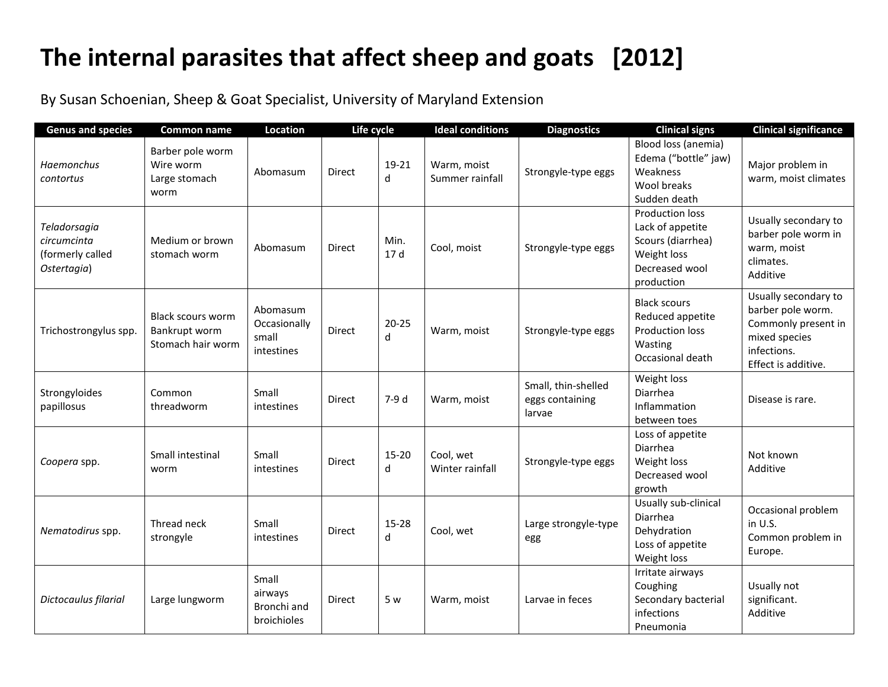# The internal parasites that affect sheep and goats [2012]

By Susan Schoenian, Sheep & Goat Specialist, University of Maryland Extension

| Genus and species | Common name | Location | Life cycle | | Ideal conditions | Diagnostics | Clinical signs | Clinical significance |
|---|---|---|---|---|---|---|---|---|
| *Haemonchus contortus* | Barber pole worm<br>Wire worm<br>Large stomach worm | Abomasum | Direct | 19-21 d | Warm, moist<br>Summer rainfall | Strongyle-type eggs | Blood loss (anemia)<br>Edema ("bottle" jaw)<br>Weakness<br>Wool breaks<br>Sudden death | Major problem in warm, moist climates |
| *Teladorsagia circumcinta* (formerly called *Ostertagia*) | Medium or brown stomach worm | Abomasum | Direct | Min. 17 d | Cool, moist | Strongyle-type eggs | Production loss<br>Lack of appetite<br>Scours (diarrhea)<br>Weight loss<br>Decreased wool production | Usually secondary to barber pole worm in warm, moist climates.<br>Additive |
| Trichostrongylus spp. | Black scours worm<br>Bankrupt worm<br>Stomach hair worm | Abomasum<br>Occasionally small intestines | Direct | 20-25 d | Warm, moist | Strongyle-type eggs | Black scours<br>Reduced appetite<br>Production loss<br>Wasting<br>Occasional death | Usually secondary to barber pole worm.<br>Commonly present in mixed species infections.<br>Effect is additive. |
| Strongyloides papillosus | Common threadworm | Small intestines | Direct | 7-9 d | Warm, moist | Small, thin-shelled eggs containing larvae | Weight loss<br>Diarrhea<br>Inflammation between toes | Disease is rare. |
| *Coopera* spp. | Small intestinal worm | Small intestines | Direct | 15-20 d | Cool, wet<br>Winter rainfall | Strongyle-type eggs | Loss of appetite<br>Diarrhea<br>Weight loss<br>Decreased wool growth | Not known<br>Additive |
| *Nematodirus* spp. | Thread neck strongyle | Small intestines | Direct | 15-28 d | Cool, wet | Large strongyle-type egg | Usually sub-clinical<br>Diarrhea<br>Dehydration<br>Loss of appetite<br>Weight loss | Occasional problem in U.S.<br>Common problem in Europe. |
| *Dictocaulus filarial* | Large lungworm | Small airways<br>Bronchi and broichioles | Direct | 5 w | Warm, moist | Larvae in feces | Irritate airways<br>Coughing<br>Secondary bacterial infections<br>Pneumonia | Usually not significant.<br>Additive |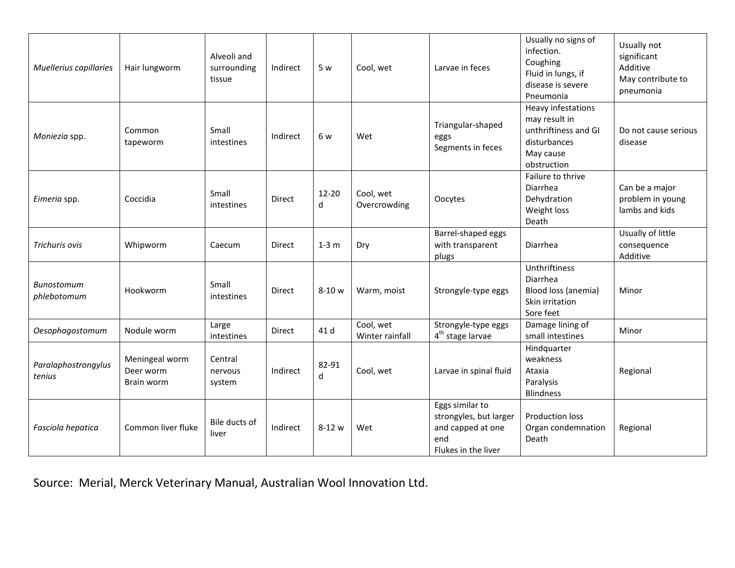| | | | | | | | | |
|---|---|---|---|---|---|---|---|---|
| *Muellerius capillaries* | Hair lungworm | Alveoli and surrounding tissue | Indirect | 5 w | Cool, wet | Larvae in feces | Usually no signs of infection.<br>Coughing<br>Fluid in lungs, if disease is severe<br>Pneumonia | Usually not significant<br>Additive<br>May contribute to pneumonia |
| *Moniezia* spp. | Common tapeworm | Small intestines | Indirect | 6 w | Wet | Triangular-shaped eggs<br>Segments in feces | Heavy infestations may result in unthriftiness and GI disturbances<br>May cause obstruction | Do not cause serious disease |
| *Eimeria* spp. | Coccidia | Small intestines | Direct | 12-20 d | Cool, wet<br>Overcrowding | Oocytes | Failure to thrive<br>Diarrhea<br>Dehydration<br>Weight loss<br>Death | Can be a major problem in young lambs and kids |
| *Trichuris ovis* | Whipworm | Caecum | Direct | 1-3 m | Dry | Barrel-shaped eggs with transparent plugs | Diarrhea | Usually of little consequence<br>Additive |
| *Bunostomum phlebotomum* | Hookworm | Small intestines | Direct | 8-10 w | Warm, moist | Strongyle-type eggs | Unthriftiness<br>Diarrhea<br>Blood loss (anemia)<br>Skin irritation<br>Sore feet | Minor |
| *Oesophagostomum* | Nodule worm | Large intestines | Direct | 41 d | Cool, wet<br>Winter rainfall | Strongyle-type eggs<br>4th stage larvae | Damage lining of small intestines | Minor |
| *Paralaphostrongylus tenius* | Meningeal worm<br>Deer worm<br>Brain worm | Central nervous system | Indirect | 82-91 d | Cool, wet | Larvae in spinal fluid | Hindquarter weakness<br>Ataxia<br>Paralysis<br>Blindness | Regional |
| *Fasciola hepatica* | Common liver fluke | Bile ducts of liver | Indirect | 8-12 w | Wet | Eggs similar to strongyles, but larger and capped at one end<br>Flukes in the liver | Production loss<br>Organ condemnation<br>Death | Regional |

Source: Merial, Merck Veterinary Manual, Australian Wool Innovation Ltd.